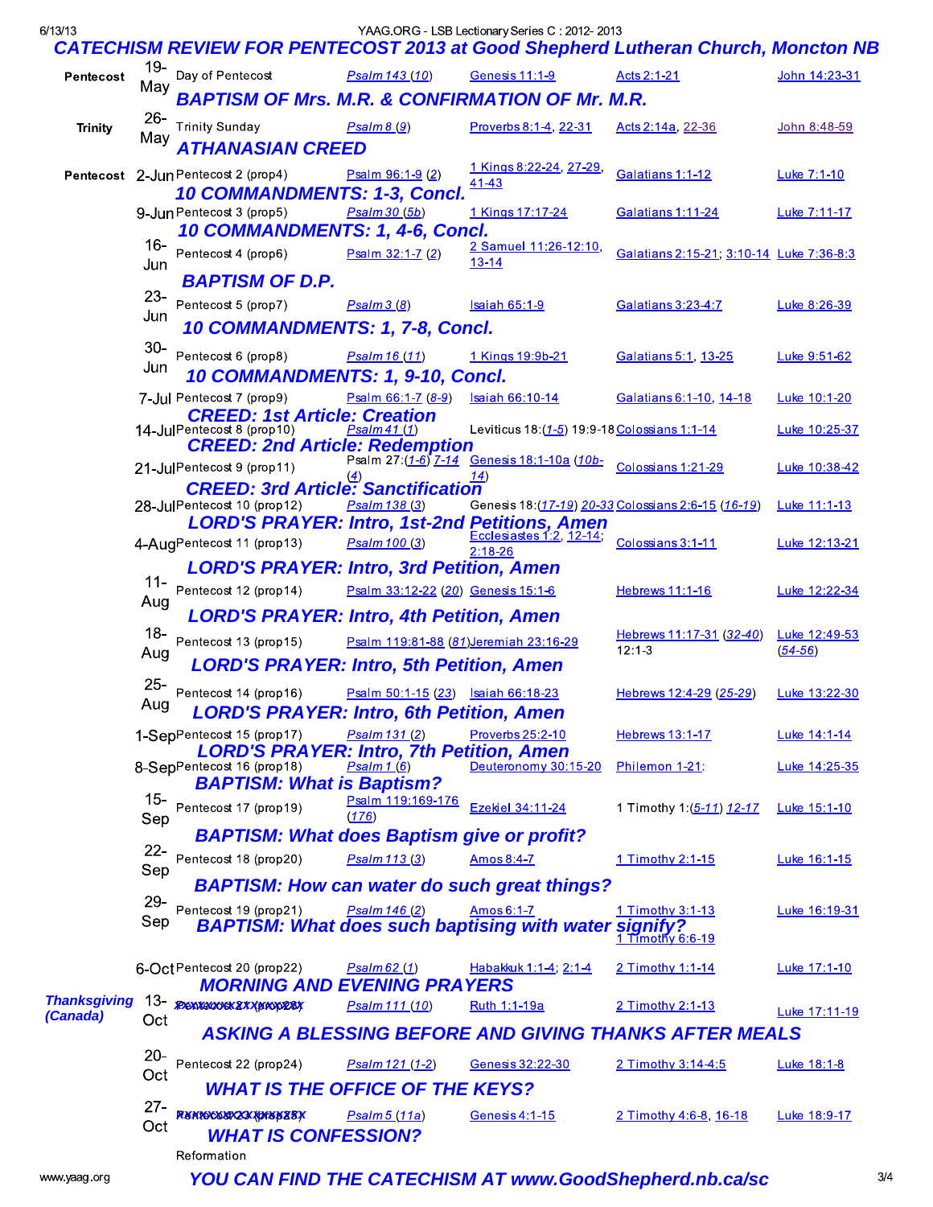# CATECHISM REVIEW FOR PENTECOST 2013 at Good Shepherd Lutheran Church, Moncton NB

| Season | Date | Sunday | Psalm | OT | Epistle | Gospel |
|---|---|---|---|---|---|---|
| Pentecost | 19-May | Day of Pentecost | Psalm 143 (10) | Genesis 11:1-9 | Acts 2:1-21 | John 14:23-31 |
| | | **BAPTISM OF Mrs. M.R. & CONFIRMATION OF Mr. M.R.** | | | | |
| Trinity | 26-May | Trinity Sunday | Psalm 8 (9) | Proverbs 8:1-4, 22-31 | Acts 2:14a, 22-36 | John 8:48-59 |
| | | **ATHANASIAN CREED** | | | | |
| Pentecost | 2-Jun | Pentecost 2 (prop4) | Psalm 96:1-9 (2) | 1 Kings 8:22-24, 27-29, 41-43 | Galatians 1:1-12 | Luke 7:1-10 |
| | | **10 COMMANDMENTS: 1-3, Concl.** | | | | |
| | 9-Jun | Pentecost 3 (prop5) | Psalm 30 (5b) | 1 Kings 17:17-24 | Galatians 1:11-24 | Luke 7:11-17 |
| | | **10 COMMANDMENTS: 1, 4-6, Concl.** | | | | |
| | 16-Jun | Pentecost 4 (prop6) | Psalm 32:1-7 (2) | 2 Samuel 11:26-12:10, 13-14 | Galatians 2:15-21; 3:10-14 | Luke 7:36-8:3 |
| | | **BAPTISM OF D.P.** | | | | |
| | 23-Jun | Pentecost 5 (prop7) | Psalm 3 (8) | Isaiah 65:1-9 | Galatians 3:23-4:7 | Luke 8:26-39 |
| | | **10 COMMANDMENTS: 1, 7-8, Concl.** | | | | |
| | 30-Jun | Pentecost 6 (prop8) | Psalm 16 (11) | 1 Kings 19:9b-21 | Galatians 5:1, 13-25 | Luke 9:51-62 |
| | | **10 COMMANDMENTS: 1, 9-10, Concl.** | | | | |
| | 7-Jul | Pentecost 7 (prop9) | Psalm 66:1-7 (8-9) | Isaiah 66:10-14 | Galatians 6:1-10, 14-18 | Luke 10:1-20 |
| | | **CREED: 1st Article: Creation** | | | | |
| | 14-Jul | Pentecost 8 (prop10) | Psalm 41 (1) | Leviticus 18:(1-5) 19:9-18 | Colossians 1:1-14 | Luke 10:25-37 |
| | | **CREED: 2nd Article: Redemption** | | | | |
| | 21-Jul | Pentecost 9 (prop11) | Psalm 27:(1-6) 7-14 (4) | Genesis 18:1-10a (10b-14) | Colossians 1:21-29 | Luke 10:38-42 |
| | | **CREED: 3rd Article: Sanctification** | | | | |
| | 28-Jul | Pentecost 10 (prop12) | Psalm 138 (3) | Genesis 18:(17-19) 20-33 | Colossians 2:6-15 (16-19) | Luke 11:1-13 |
| | | **LORD'S PRAYER: Intro, 1st-2nd Petitions, Amen** | | | | |
| | 4-Aug | Pentecost 11 (prop13) | Psalm 100 (3) | Ecclesiastes 1:2, 12-14; 2:18-26 | Colossians 3:1-11 | Luke 12:13-21 |
| | | **LORD'S PRAYER: Intro, 3rd Petition, Amen** | | | | |
| | 11-Aug | Pentecost 12 (prop14) | Psalm 33:12-22 (20) | Genesis 15:1-6 | Hebrews 11:1-16 | Luke 12:22-34 |
| | | **LORD'S PRAYER: Intro, 4th Petition, Amen** | | | | |
| | 18-Aug | Pentecost 13 (prop15) | Psalm 119:81-88 (81) | Jeremiah 23:16-29 | Hebrews 11:17-31 (32-40) 12:1-3 | Luke 12:49-53 (54-56) |
| | | **LORD'S PRAYER: Intro, 5th Petition, Amen** | | | | |
| | 25-Aug | Pentecost 14 (prop16) | Psalm 50:1-15 (23) | Isaiah 66:18-23 | Hebrews 12:4-29 (25-29) | Luke 13:22-30 |
| | | **LORD'S PRAYER: Intro, 6th Petition, Amen** | | | | |
| | 1-Sep | Pentecost 15 (prop17) | Psalm 131 (2) | Proverbs 25:2-10 | Hebrews 13:1-17 | Luke 14:1-14 |
| | | **LORD'S PRAYER: Intro, 7th Petition, Amen** | | | | |
| | 8-Sep | Pentecost 16 (prop18) | Psalm 1 (6) | Deuteronomy 30:15-20 | Philemon 1-21: | Luke 14:25-35 |
| | | **BAPTISM: What is Baptism?** | | | | |
| | 15-Sep | Pentecost 17 (prop19) | Psalm 119:169-176 (176) | Ezekiel 34:11-24 | 1 Timothy 1:(5-11) 12-17 | Luke 15:1-10 |
| | | **BAPTISM: What does Baptism give or profit?** | | | | |
| | 22-Sep | Pentecost 18 (prop20) | Psalm 113 (3) | Amos 8:4-7 | 1 Timothy 2:1-15 | Luke 16:1-15 |
| | | **BAPTISM: How can water do such great things?** | | | | |
| | 29-Sep | Pentecost 19 (prop21) | Psalm 146 (2) | Amos 6:1-7 | 1 Timothy 3:1-13 1 Timothy 6:6-19 | Luke 16:19-31 |
| | | **BAPTISM: What does such baptising with water signify?** | | | | |
| | 6-Oct | Pentecost 20 (prop22) | Psalm 62 (1) | Habakkuk 1:1-4; 2:1-4 | 2 Timothy 1:1-14 | Luke 17:1-10 |
| | | **MORNING AND EVENING PRAYERS** | | | | |
| Thanksgiving (Canada) | 13-Oct | ~~Pentecost 21 (prop23)~~ | Psalm 111 (10) | Ruth 1:1-19a | 2 Timothy 2:1-13 | Luke 17:11-19 |
| | | **ASKING A BLESSING BEFORE AND GIVING THANKS AFTER MEALS** | | | | |
| | 20-Oct | Pentecost 22 (prop24) | Psalm 121 (1-2) | Genesis 32:22-30 | 2 Timothy 3:14-4:5 | Luke 18:1-8 |
| | | **WHAT IS THE OFFICE OF THE KEYS?** | | | | |
| | 27-Oct | ~~Pentecost 23 (prop25)~~ Reformation | Psalm 5 (11a) | Genesis 4:1-15 | 2 Timothy 4:6-8, 16-18 | Luke 18:9-17 |
| | | **WHAT IS CONFESSION?** | | | | |

**YOU CAN FIND THE CATECHISM AT www.GoodShepherd.nb.ca/sc**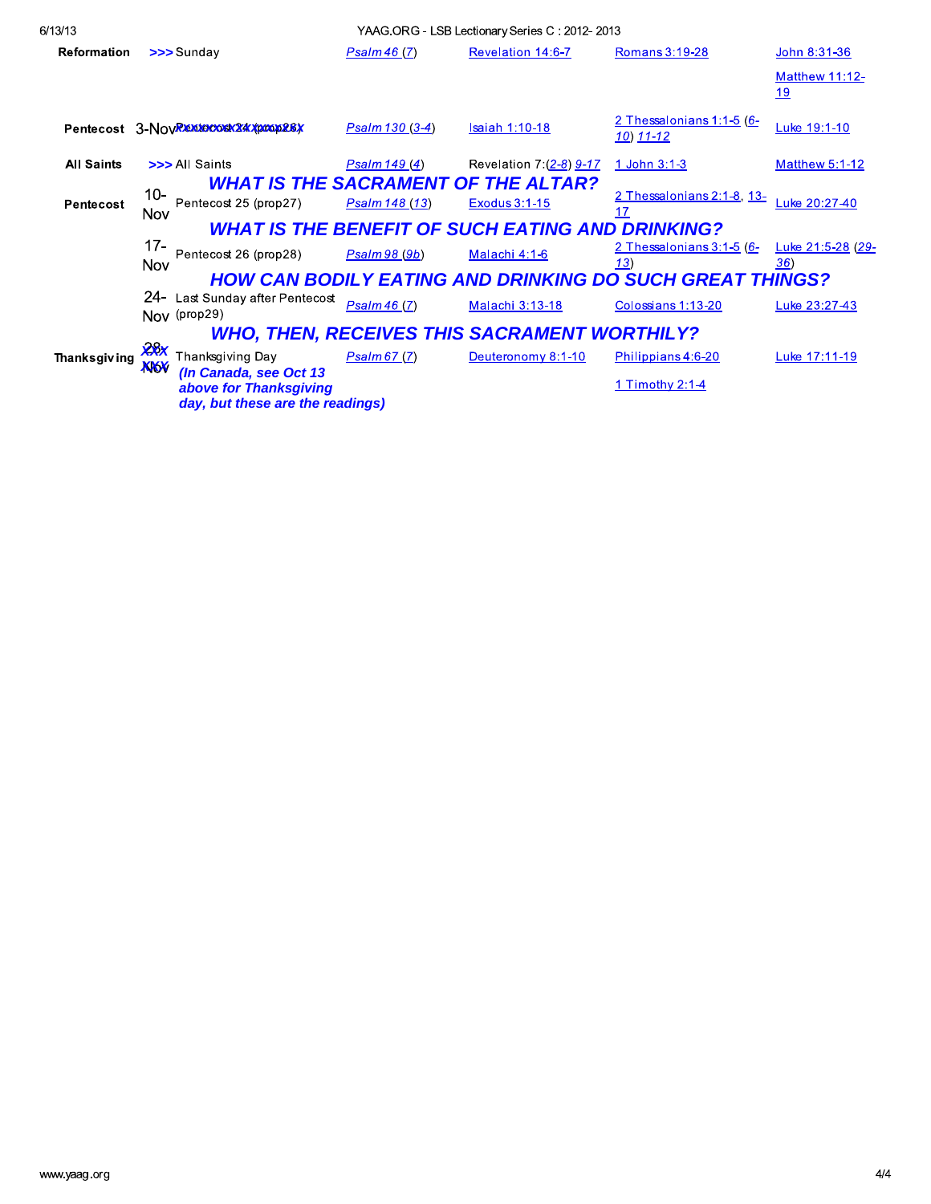| | | | | | | |
|---|---|---|---|---|---|---|
| Reformation | | >>> Sunday | Psalm 46 (7) | Revelation 14:6-7 | Romans 3:19-28 | John 8:31-36<br>Matthew 11:12-19 |
| Pentecost | 3-Nov | Pxxxxxxxxt 24 (prop26)x | Psalm 130 (3-4) | Isaiah 1:10-18 | 2 Thessalonians 1:1-5 (6-10) 11-12 | Luke 19:1-10 |
| All Saints | | >>> All Saints | Psalm 149 (4) | Revelation 7:(2-8) 9-17 | 1 John 3:1-3 | Matthew 5:1-12 |

***WHAT IS THE SACRAMENT OF THE ALTAR?***

| | | | | | | |
|---|---|---|---|---|---|---|
| Pentecost | 10-Nov | Pentecost 25 (prop27) | Psalm 148 (13) | Exodus 3:1-15 | 2 Thessalonians 2:1-8, 13-17 | Luke 20:27-40 |

***WHAT IS THE BENEFIT OF SUCH EATING AND DRINKING?***

| | | | | | | |
|---|---|---|---|---|---|---|
| | 17-Nov | Pentecost 26 (prop28) | Psalm 98 (9b) | Malachi 4:1-6 | 2 Thessalonians 3:1-5 (6-13) | Luke 21:5-28 (29-36) |

***HOW CAN BODILY EATING AND DRINKING DO SUCH GREAT THINGS?***

| | | | | | | |
|---|---|---|---|---|---|---|
| | 24-Nov | Last Sunday after Pentecost (prop29) | Psalm 46 (7) | Malachi 3:13-18 | Colossians 1:13-20 | Luke 23:27-43 |

***WHO, THEN, RECEIVES THIS SACRAMENT WORTHILY?***

| | | | | | | |
|---|---|---|---|---|---|---|
| Thanksgiving | 28-Nov | Thanksgiving Day<br>***(In Canada, see Oct 13 above for Thanksgiving day, but these are the readings)*** | Psalm 67 (7) | Deuteronomy 8:1-10 | Philippians 4:6-20<br>1 Timothy 2:1-4 | Luke 17:11-19 |